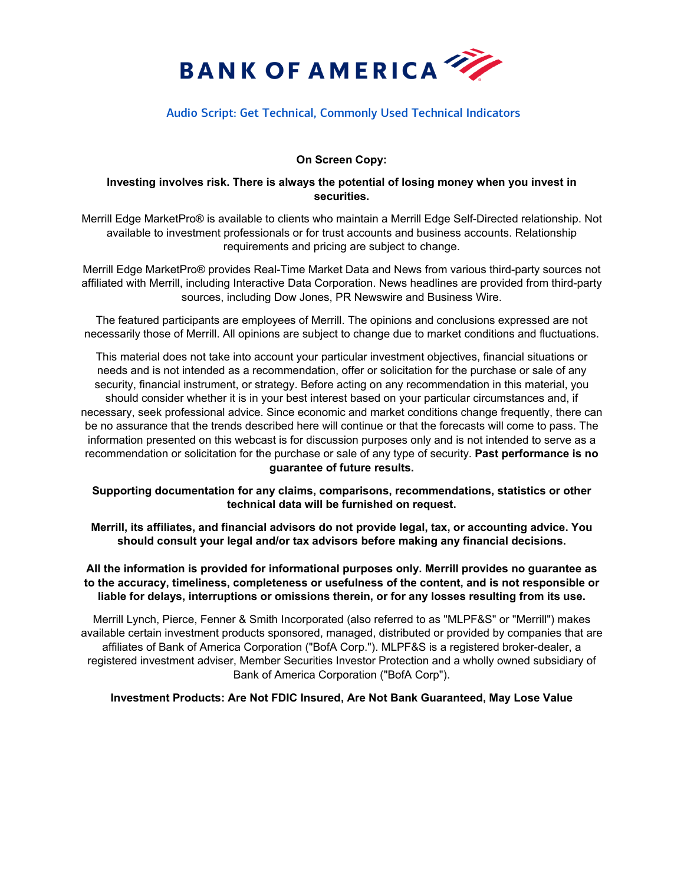BANK OF AMERICA

## Audio Script: Get Technical, Commonly Used Technical Indicators

**On Screen Copy:**

**Investing involves risk. There is always the potential of losing money when you invest in securities.**

Merrill Edge MarketPro® is available to clients who maintain a Merrill Edge Self-Directed relationship. Not available to investment professionals or for trust accounts and business accounts. Relationship requirements and pricing are subject to change.

Merrill Edge MarketPro® provides Real-Time Market Data and News from various third-party sources not affiliated with Merrill, including Interactive Data Corporation. News headlines are provided from third-party sources, including Dow Jones, PR Newswire and Business Wire.

The featured participants are employees of Merrill. The opinions and conclusions expressed are not necessarily those of Merrill. All opinions are subject to change due to market conditions and fluctuations.

This material does not take into account your particular investment objectives, financial situations or needs and is not intended as a recommendation, offer or solicitation for the purchase or sale of any security, financial instrument, or strategy. Before acting on any recommendation in this material, you should consider whether it is in your best interest based on your particular circumstances and, if necessary, seek professional advice. Since economic and market conditions change frequently, there can be no assurance that the trends described here will continue or that the forecasts will come to pass. The information presented on this webcast is for discussion purposes only and is not intended to serve as a recommendation or solicitation for the purchase or sale of any type of security. **Past performance is no guarantee of future results.**

**Supporting documentation for any claims, comparisons, recommendations, statistics or other technical data will be furnished on request.**

**Merrill, its affiliates, and financial advisors do not provide legal, tax, or accounting advice. You should consult your legal and/or tax advisors before making any financial decisions.**

**All the information is provided for informational purposes only. Merrill provides no guarantee as to the accuracy, timeliness, completeness or usefulness of the content, and is not responsible or liable for delays, interruptions or omissions therein, or for any losses resulting from its use.**

Merrill Lynch, Pierce, Fenner & Smith Incorporated (also referred to as "MLPF&S" or "Merrill") makes available certain investment products sponsored, managed, distributed or provided by companies that are affiliates of Bank of America Corporation ("BofA Corp."). MLPF&S is a registered broker-dealer, a registered investment adviser, Member Securities Investor Protection and a wholly owned subsidiary of Bank of America Corporation ("BofA Corp").

**Investment Products: Are Not FDIC Insured, Are Not Bank Guaranteed, May Lose Value**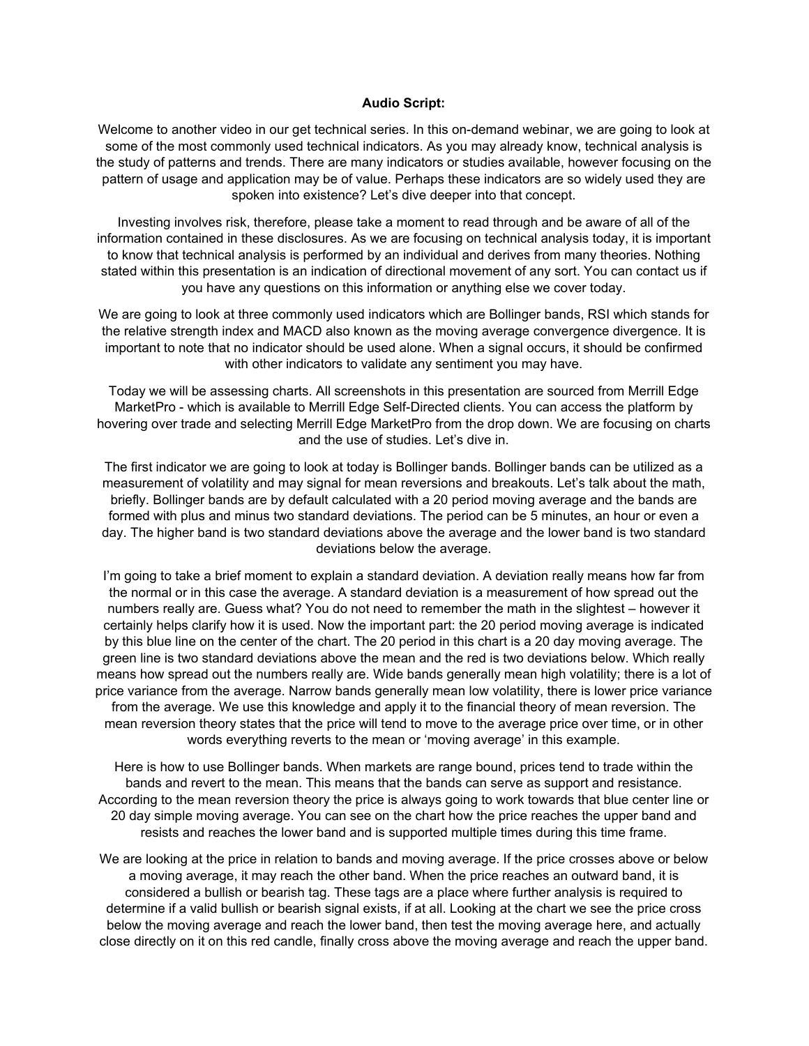**Audio Script:**

Welcome to another video in our get technical series. In this on-demand webinar, we are going to look at some of the most commonly used technical indicators. As you may already know, technical analysis is the study of patterns and trends. There are many indicators or studies available, however focusing on the pattern of usage and application may be of value. Perhaps these indicators are so widely used they are spoken into existence? Let's dive deeper into that concept.

Investing involves risk, therefore, please take a moment to read through and be aware of all of the information contained in these disclosures. As we are focusing on technical analysis today, it is important to know that technical analysis is performed by an individual and derives from many theories. Nothing stated within this presentation is an indication of directional movement of any sort. You can contact us if you have any questions on this information or anything else we cover today.

We are going to look at three commonly used indicators which are Bollinger bands, RSI which stands for the relative strength index and MACD also known as the moving average convergence divergence. It is important to note that no indicator should be used alone. When a signal occurs, it should be confirmed with other indicators to validate any sentiment you may have.

Today we will be assessing charts. All screenshots in this presentation are sourced from Merrill Edge MarketPro - which is available to Merrill Edge Self-Directed clients. You can access the platform by hovering over trade and selecting Merrill Edge MarketPro from the drop down. We are focusing on charts and the use of studies. Let's dive in.

The first indicator we are going to look at today is Bollinger bands. Bollinger bands can be utilized as a measurement of volatility and may signal for mean reversions and breakouts. Let's talk about the math, briefly. Bollinger bands are by default calculated with a 20 period moving average and the bands are formed with plus and minus two standard deviations. The period can be 5 minutes, an hour or even a day. The higher band is two standard deviations above the average and the lower band is two standard deviations below the average.

I'm going to take a brief moment to explain a standard deviation. A deviation really means how far from the normal or in this case the average. A standard deviation is a measurement of how spread out the numbers really are. Guess what? You do not need to remember the math in the slightest – however it certainly helps clarify how it is used. Now the important part: the 20 period moving average is indicated by this blue line on the center of the chart. The 20 period in this chart is a 20 day moving average. The green line is two standard deviations above the mean and the red is two deviations below. Which really means how spread out the numbers really are. Wide bands generally mean high volatility; there is a lot of price variance from the average. Narrow bands generally mean low volatility, there is lower price variance from the average. We use this knowledge and apply it to the financial theory of mean reversion. The mean reversion theory states that the price will tend to move to the average price over time, or in other words everything reverts to the mean or 'moving average' in this example.

Here is how to use Bollinger bands. When markets are range bound, prices tend to trade within the bands and revert to the mean. This means that the bands can serve as support and resistance. According to the mean reversion theory the price is always going to work towards that blue center line or 20 day simple moving average. You can see on the chart how the price reaches the upper band and resists and reaches the lower band and is supported multiple times during this time frame.

We are looking at the price in relation to bands and moving average. If the price crosses above or below a moving average, it may reach the other band. When the price reaches an outward band, it is considered a bullish or bearish tag. These tags are a place where further analysis is required to determine if a valid bullish or bearish signal exists, if at all. Looking at the chart we see the price cross below the moving average and reach the lower band, then test the moving average here, and actually close directly on it on this red candle, finally cross above the moving average and reach the upper band.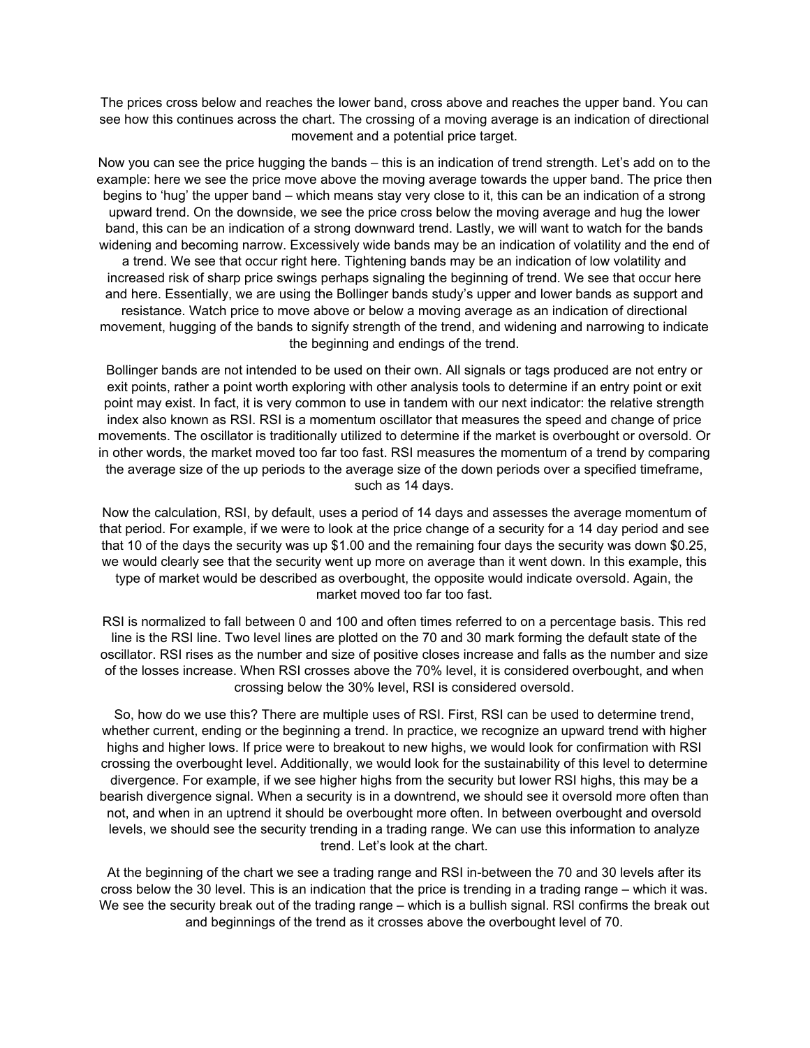The prices cross below and reaches the lower band, cross above and reaches the upper band. You can see how this continues across the chart. The crossing of a moving average is an indication of directional movement and a potential price target.

Now you can see the price hugging the bands – this is an indication of trend strength. Let's add on to the example: here we see the price move above the moving average towards the upper band. The price then begins to 'hug' the upper band – which means stay very close to it, this can be an indication of a strong upward trend. On the downside, we see the price cross below the moving average and hug the lower band, this can be an indication of a strong downward trend. Lastly, we will want to watch for the bands widening and becoming narrow. Excessively wide bands may be an indication of volatility and the end of a trend. We see that occur right here. Tightening bands may be an indication of low volatility and increased risk of sharp price swings perhaps signaling the beginning of trend. We see that occur here and here. Essentially, we are using the Bollinger bands study's upper and lower bands as support and resistance. Watch price to move above or below a moving average as an indication of directional movement, hugging of the bands to signify strength of the trend, and widening and narrowing to indicate the beginning and endings of the trend.

Bollinger bands are not intended to be used on their own. All signals or tags produced are not entry or exit points, rather a point worth exploring with other analysis tools to determine if an entry point or exit point may exist. In fact, it is very common to use in tandem with our next indicator: the relative strength index also known as RSI. RSI is a momentum oscillator that measures the speed and change of price movements. The oscillator is traditionally utilized to determine if the market is overbought or oversold. Or in other words, the market moved too far too fast. RSI measures the momentum of a trend by comparing the average size of the up periods to the average size of the down periods over a specified timeframe, such as 14 days.

Now the calculation, RSI, by default, uses a period of 14 days and assesses the average momentum of that period. For example, if we were to look at the price change of a security for a 14 day period and see that 10 of the days the security was up $1.00 and the remaining four days the security was down $0.25, we would clearly see that the security went up more on average than it went down. In this example, this type of market would be described as overbought, the opposite would indicate oversold. Again, the market moved too far too fast.

RSI is normalized to fall between 0 and 100 and often times referred to on a percentage basis. This red line is the RSI line. Two level lines are plotted on the 70 and 30 mark forming the default state of the oscillator. RSI rises as the number and size of positive closes increase and falls as the number and size of the losses increase. When RSI crosses above the 70% level, it is considered overbought, and when crossing below the 30% level, RSI is considered oversold.

So, how do we use this? There are multiple uses of RSI. First, RSI can be used to determine trend, whether current, ending or the beginning a trend. In practice, we recognize an upward trend with higher highs and higher lows. If price were to breakout to new highs, we would look for confirmation with RSI crossing the overbought level. Additionally, we would look for the sustainability of this level to determine divergence. For example, if we see higher highs from the security but lower RSI highs, this may be a bearish divergence signal. When a security is in a downtrend, we should see it oversold more often than not, and when in an uptrend it should be overbought more often. In between overbought and oversold levels, we should see the security trending in a trading range. We can use this information to analyze trend. Let's look at the chart.

At the beginning of the chart we see a trading range and RSI in-between the 70 and 30 levels after its cross below the 30 level. This is an indication that the price is trending in a trading range – which it was. We see the security break out of the trading range – which is a bullish signal. RSI confirms the break out and beginnings of the trend as it crosses above the overbought level of 70.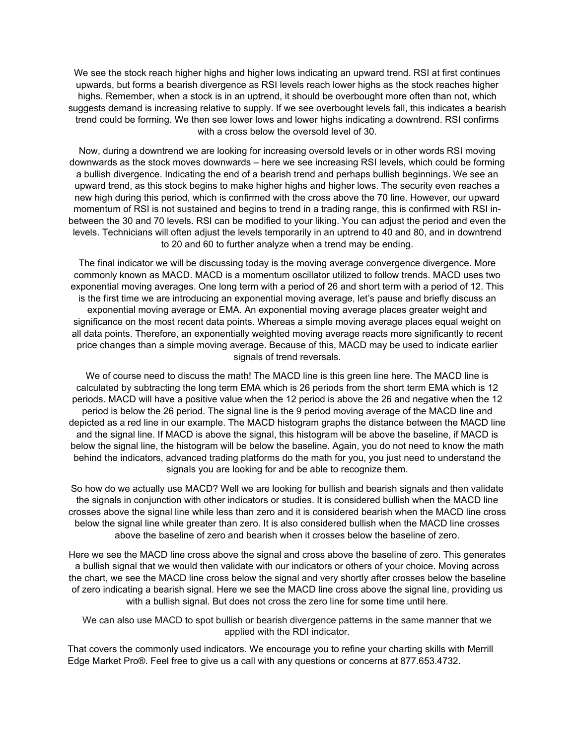We see the stock reach higher highs and higher lows indicating an upward trend. RSI at first continues upwards, but forms a bearish divergence as RSI levels reach lower highs as the stock reaches higher highs. Remember, when a stock is in an uptrend, it should be overbought more often than not, which suggests demand is increasing relative to supply. If we see overbought levels fall, this indicates a bearish trend could be forming. We then see lower lows and lower highs indicating a downtrend. RSI confirms with a cross below the oversold level of 30.

Now, during a downtrend we are looking for increasing oversold levels or in other words RSI moving downwards as the stock moves downwards – here we see increasing RSI levels, which could be forming a bullish divergence. Indicating the end of a bearish trend and perhaps bullish beginnings. We see an upward trend, as this stock begins to make higher highs and higher lows. The security even reaches a new high during this period, which is confirmed with the cross above the 70 line. However, our upward momentum of RSI is not sustained and begins to trend in a trading range, this is confirmed with RSI in-between the 30 and 70 levels. RSI can be modified to your liking. You can adjust the period and even the levels. Technicians will often adjust the levels temporarily in an uptrend to 40 and 80, and in downtrend to 20 and 60 to further analyze when a trend may be ending.

The final indicator we will be discussing today is the moving average convergence divergence. More commonly known as MACD. MACD is a momentum oscillator utilized to follow trends. MACD uses two exponential moving averages. One long term with a period of 26 and short term with a period of 12. This is the first time we are introducing an exponential moving average, let's pause and briefly discuss an exponential moving average or EMA. An exponential moving average places greater weight and significance on the most recent data points. Whereas a simple moving average places equal weight on all data points. Therefore, an exponentially weighted moving average reacts more significantly to recent price changes than a simple moving average. Because of this, MACD may be used to indicate earlier signals of trend reversals.

We of course need to discuss the math! The MACD line is this green line here. The MACD line is calculated by subtracting the long term EMA which is 26 periods from the short term EMA which is 12 periods. MACD will have a positive value when the 12 period is above the 26 and negative when the 12 period is below the 26 period. The signal line is the 9 period moving average of the MACD line and depicted as a red line in our example. The MACD histogram graphs the distance between the MACD line and the signal line. If MACD is above the signal, this histogram will be above the baseline, if MACD is below the signal line, the histogram will be below the baseline. Again, you do not need to know the math behind the indicators, advanced trading platforms do the math for you, you just need to understand the signals you are looking for and be able to recognize them.

So how do we actually use MACD? Well we are looking for bullish and bearish signals and then validate the signals in conjunction with other indicators or studies. It is considered bullish when the MACD line crosses above the signal line while less than zero and it is considered bearish when the MACD line cross below the signal line while greater than zero. It is also considered bullish when the MACD line crosses above the baseline of zero and bearish when it crosses below the baseline of zero.

Here we see the MACD line cross above the signal and cross above the baseline of zero. This generates a bullish signal that we would then validate with our indicators or others of your choice. Moving across the chart, we see the MACD line cross below the signal and very shortly after crosses below the baseline of zero indicating a bearish signal. Here we see the MACD line cross above the signal line, providing us with a bullish signal. But does not cross the zero line for some time until here.

We can also use MACD to spot bullish or bearish divergence patterns in the same manner that we applied with the RDI indicator.

That covers the commonly used indicators. We encourage you to refine your charting skills with Merrill Edge Market Pro®. Feel free to give us a call with any questions or concerns at 877.653.4732.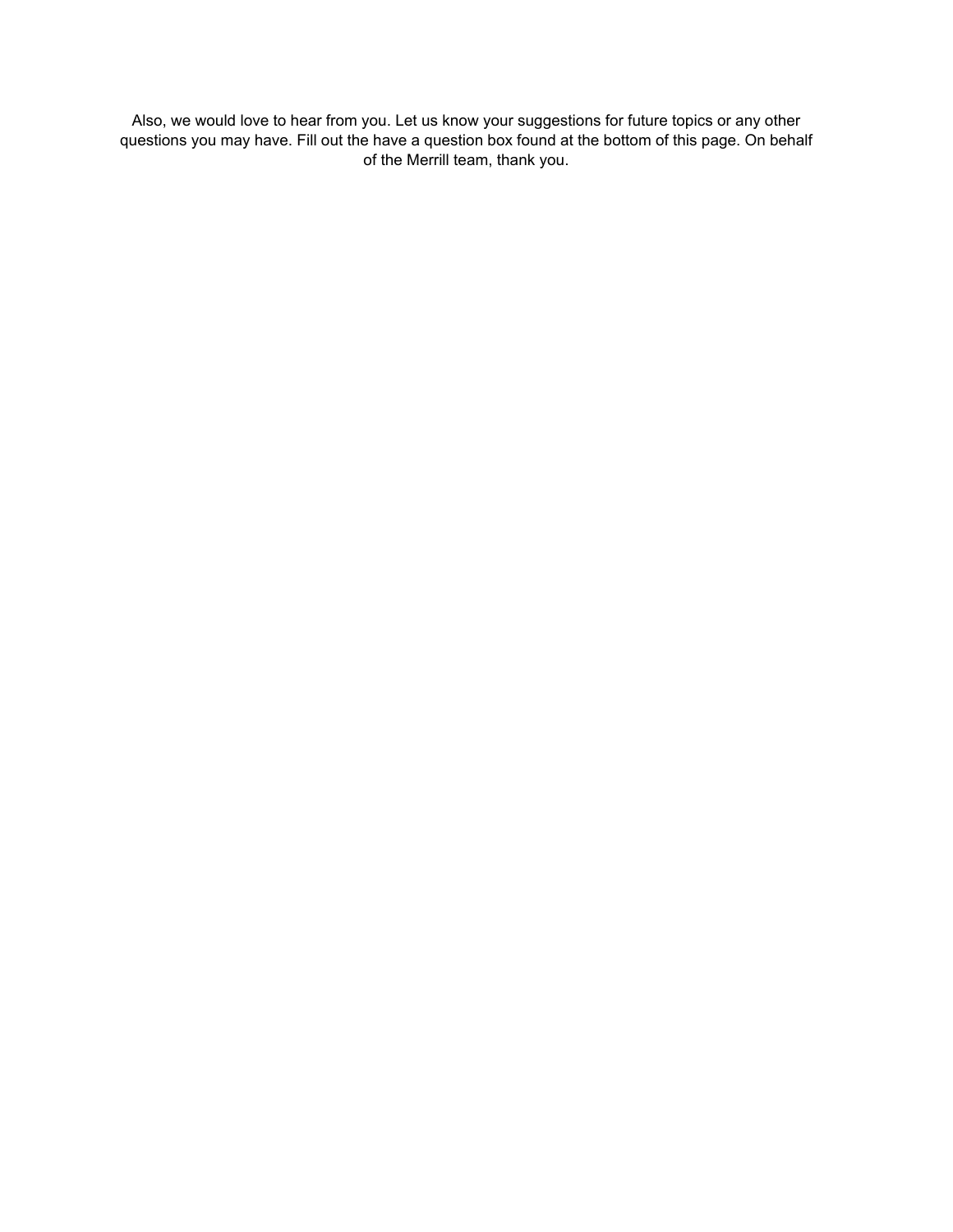Also, we would love to hear from you. Let us know your suggestions for future topics or any other questions you may have. Fill out the have a question box found at the bottom of this page. On behalf of the Merrill team, thank you.